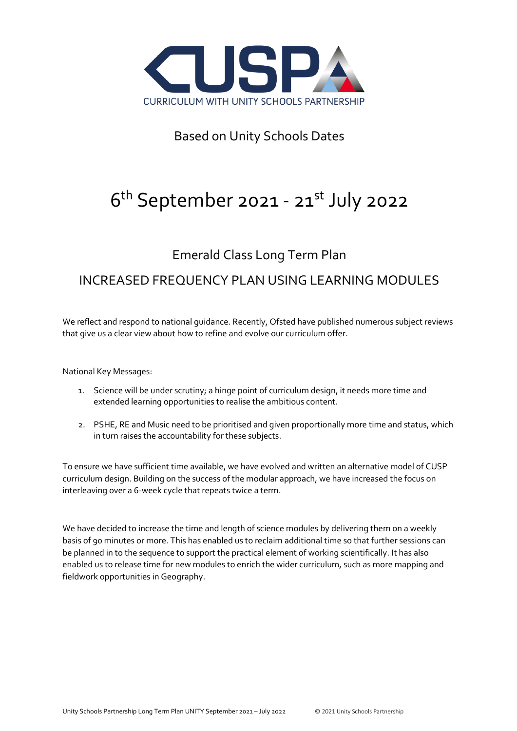CUSP

CURRICULUM WITH UNITY SCHOOLS PARTNERSHIP

Based on Unity Schools Dates

# 6th September 2021 - 21st July 2022

## Emerald Class Long Term Plan

## INCREASED FREQUENCY PLAN USING LEARNING MODULES

We reflect and respond to national guidance. Recently, Ofsted have published numerous subject reviews that give us a clear view about how to refine and evolve our curriculum offer.

National Key Messages:

1. Science will be under scrutiny; a hinge point of curriculum design, it needs more time and extended learning opportunities to realise the ambitious content.
2. PSHE, RE and Music need to be prioritised and given proportionally more time and status, which in turn raises the accountability for these subjects.

To ensure we have sufficient time available, we have evolved and written an alternative model of CUSP curriculum design. Building on the success of the modular approach, we have increased the focus on interleaving over a 6-week cycle that repeats twice a term.

We have decided to increase the time and length of science modules by delivering them on a weekly basis of 90 minutes or more. This has enabled us to reclaim additional time so that further sessions can be planned in to the sequence to support the practical element of working scientifically. It has also enabled us to release time for new modules to enrich the wider curriculum, such as more mapping and fieldwork opportunities in Geography.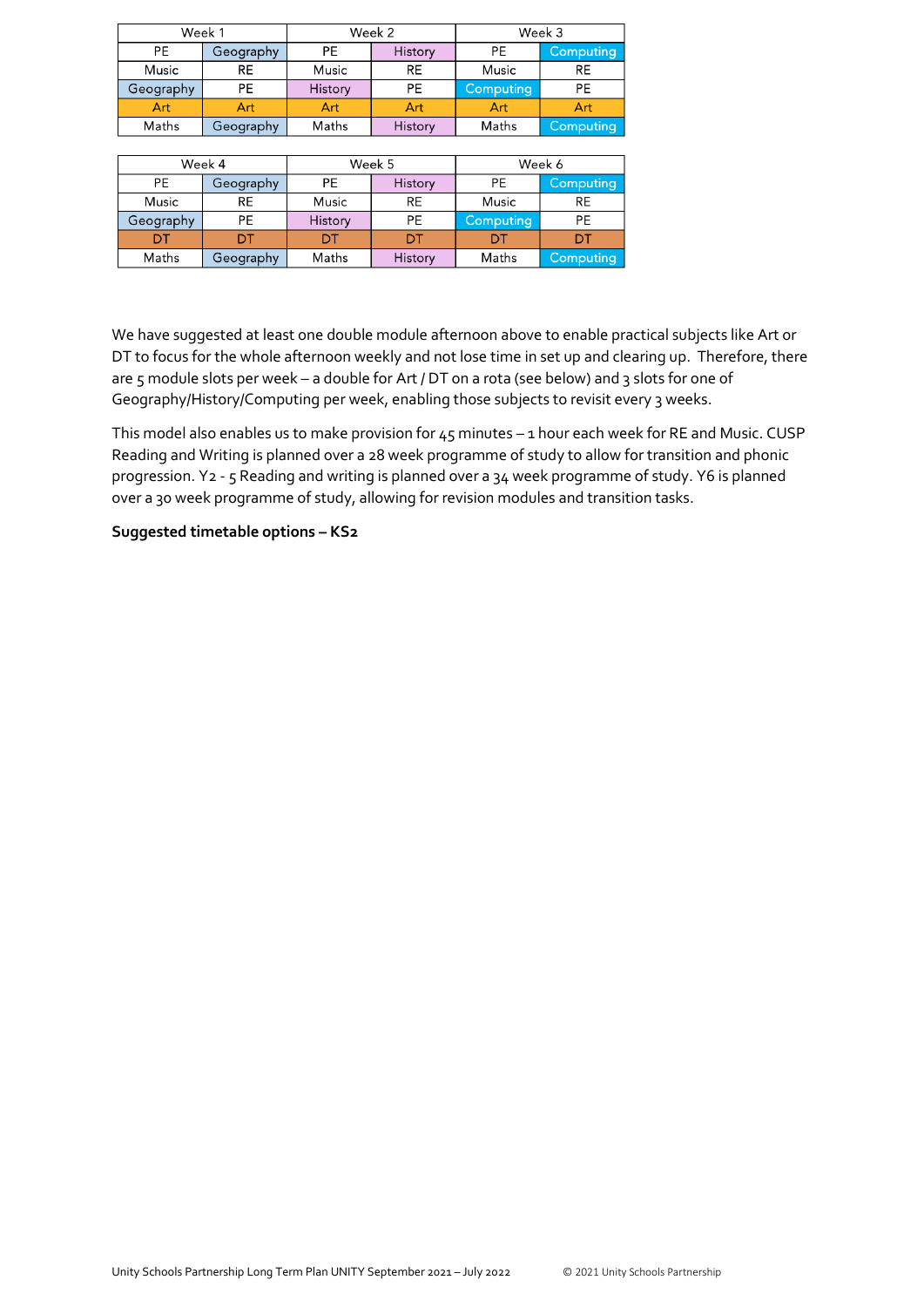| Week 1 | | Week 2 | | Week 3 | |
|---|---|---|---|---|---|
| PE | Geography | PE | History | PE | Computing |
| Music | RE | Music | RE | Music | RE |
| Geography | PE | History | PE | Computing | PE |
| Art | Art | Art | Art | Art | Art |
| Maths | Geography | Maths | History | Maths | Computing |

| Week 4 | | Week 5 | | Week 6 | |
|---|---|---|---|---|---|
| PE | Geography | PE | History | PE | Computing |
| Music | RE | Music | RE | Music | RE |
| Geography | PE | History | PE | Computing | PE |
| DT | DT | DT | DT | DT | DT |
| Maths | Geography | Maths | History | Maths | Computing |

We have suggested at least one double module afternoon above to enable practical subjects like Art or DT to focus for the whole afternoon weekly and not lose time in set up and clearing up. Therefore, there are 5 module slots per week – a double for Art / DT on a rota (see below) and 3 slots for one of Geography/History/Computing per week, enabling those subjects to revisit every 3 weeks.

This model also enables us to make provision for 45 minutes – 1 hour each week for RE and Music. CUSP Reading and Writing is planned over a 28 week programme of study to allow for transition and phonic progression. Y2 - 5 Reading and writing is planned over a 34 week programme of study. Y6 is planned over a 30 week programme of study, allowing for revision modules and transition tasks.

**Suggested timetable options – KS2**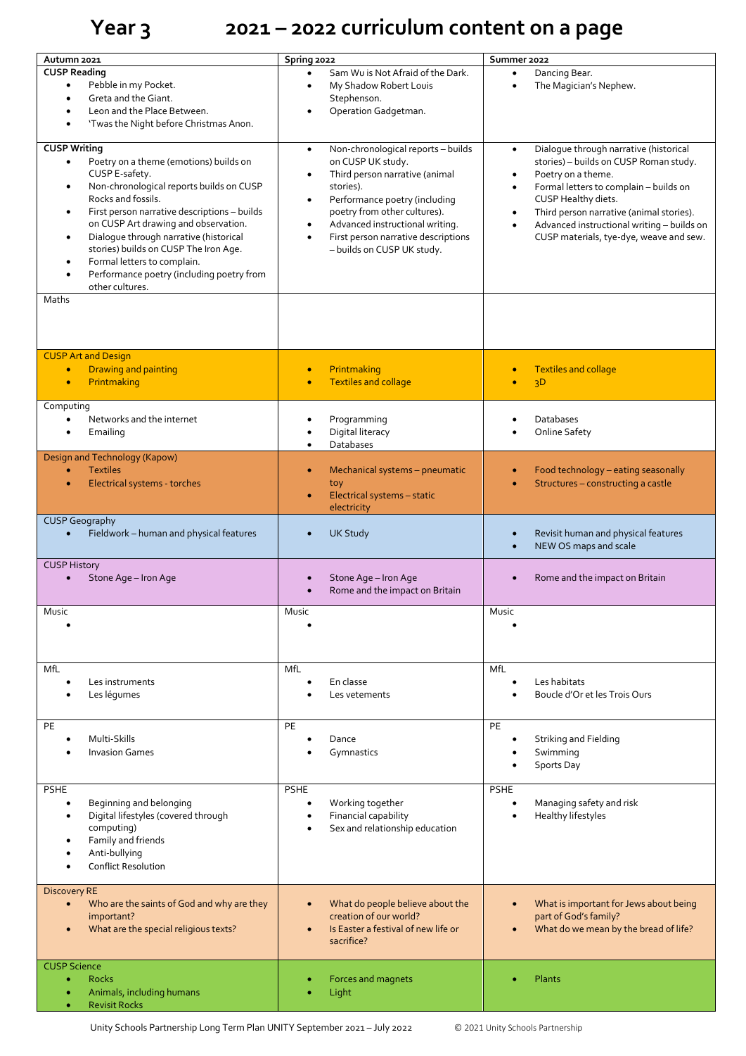# Year 3 2021 – 2022 curriculum content on a page

| Autumn 2021 | Spring 2022 | Summer 2022 |
|---|---|---|
| **CUSP Reading**<br>• Pebble in my Pocket.<br>• Greta and the Giant.<br>• Leon and the Place Between.<br>• 'Twas the Night before Christmas Anon. | • Sam Wu is Not Afraid of the Dark.<br>• My Shadow Robert Louis Stephenson.<br>• Operation Gadgetman. | • Dancing Bear.<br>• The Magician's Nephew. |
| **CUSP Writing**<br>• Poetry on a theme (emotions) builds on CUSP E-safety.<br>• Non-chronological reports builds on CUSP Rocks and fossils.<br>• First person narrative descriptions – builds on CUSP Art drawing and observation.<br>• Dialogue through narrative (historical stories) builds on CUSP The Iron Age.<br>• Formal letters to complain.<br>• Performance poetry (including poetry from other cultures. | • Non-chronological reports – builds on CUSP UK study.<br>• Third person narrative (animal stories).<br>• Performance poetry (including poetry from other cultures).<br>• Advanced instructional writing.<br>• First person narrative descriptions – builds on CUSP UK study. | • Dialogue through narrative (historical stories) – builds on CUSP Roman study.<br>• Poetry on a theme.<br>• Formal letters to complain – builds on CUSP Healthy diets.<br>• Third person narrative (animal stories).<br>• Advanced instructional writing – builds on CUSP materials, tye-dye, weave and sew. |
| Maths | | |
| CUSP Art and Design<br>• Drawing and painting<br>• Printmaking | • Printmaking<br>• Textiles and collage | • Textiles and collage<br>• 3D |
| Computing<br>• Networks and the internet<br>• Emailing | • Programming<br>• Digital literacy<br>• Databases | • Databases<br>• Online Safety |
| Design and Technology (Kapow)<br>• Textiles<br>• Electrical systems - torches | • Mechanical systems – pneumatic toy<br>• Electrical systems – static electricity | • Food technology – eating seasonally<br>• Structures – constructing a castle |
| CUSP Geography<br>• Fieldwork – human and physical features | • UK Study | • Revisit human and physical features<br>• NEW OS maps and scale |
| CUSP History<br>• Stone Age – Iron Age | • Stone Age – Iron Age<br>• Rome and the impact on Britain | • Rome and the impact on Britain |
| Music<br>• | Music<br>• | Music<br>• |
| MfL<br>• Les instruments<br>• Les légumes | MfL<br>• En classe<br>• Les vetements | MfL<br>• Les habitats<br>• Boucle d'Or et les Trois Ours |
| PE<br>• Multi-Skills<br>• Invasion Games | PE<br>• Dance<br>• Gymnastics | PE<br>• Striking and Fielding<br>• Swimming<br>• Sports Day |
| PSHE<br>• Beginning and belonging<br>• Digital lifestyles (covered through computing)<br>• Family and friends<br>• Anti-bullying<br>• Conflict Resolution | PSHE<br>• Working together<br>• Financial capability<br>• Sex and relationship education | PSHE<br>• Managing safety and risk<br>• Healthy lifestyles |
| Discovery RE<br>• Who are the saints of God and why are they important?<br>• What are the special religious texts? | • What do people believe about the creation of our world?<br>• Is Easter a festival of new life or sacrifice? | • What is important for Jews about being part of God's family?<br>• What do we mean by the bread of life? |
| CUSP Science<br>• Rocks<br>• Animals, including humans<br>• Revisit Rocks | • Forces and magnets<br>• Light | • Plants |

Unity Schools Partnership Long Term Plan UNITY September 2021 – July 2022 © 2021 Unity Schools Partnership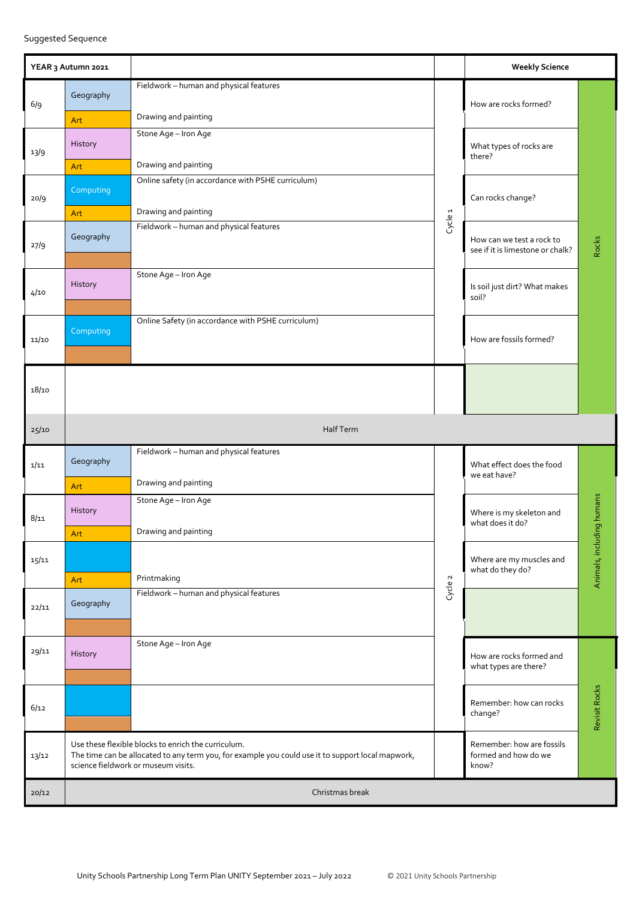Suggested Sequence

| YEAR 3 Autumn 2021 | | | | Weekly Science | |
|---|---|---|---|---|---|
| 6/9 | Geography | Fieldwork – human and physical features | Cycle 1 | How are rocks formed? | Rocks |
| | Art | Drawing and painting | | | |
| 13/9 | History | Stone Age – Iron Age | | What types of rocks are there? | |
| | Art | Drawing and painting | | | |
| 20/9 | Computing | Online safety (in accordance with PSHE curriculum) | | Can rocks change? | |
| | Art | Drawing and painting | | | |
| 27/9 | Geography | Fieldwork – human and physical features | | How can we test a rock to see if it is limestone or chalk? | |
| 4/10 | History | Stone Age – Iron Age | | Is soil just dirt? What makes soil? | |
| 11/10 | Computing | Online Safety (in accordance with PSHE curriculum) | | How are fossils formed? | |
| 18/10 | | | | | |
| 25/10 | Half Term | | | | |
| 1/11 | Geography | Fieldwork – human and physical features | Cycle 2 | What effect does the food we eat have? | Animals, including humans |
| | Art | Drawing and painting | | | |
| 8/11 | History | Stone Age – Iron Age | | Where is my skeleton and what does it do? | |
| | Art | Drawing and painting | | | |
| 15/11 | | | | Where are my muscles and what do they do? | |
| | Art | Printmaking | | | |
| 22/11 | Geography | Fieldwork – human and physical features | | | |
| 29/11 | History | Stone Age – Iron Age | | How are rocks formed and what types are there? | Revisit Rocks |
| 6/12 | | | | Remember: how can rocks change? | |
| 13/12 | Use these flexible blocks to enrich the curriculum. The time can be allocated to any term you, for example you could use it to support local mapwork, science fieldwork or museum visits. | | | Remember: how are fossils formed and how do we know? | |
| 20/12 | Christmas break | | | | |

Unity Schools Partnership Long Term Plan UNITY September 2021 – July 2022 © 2021 Unity Schools Partnership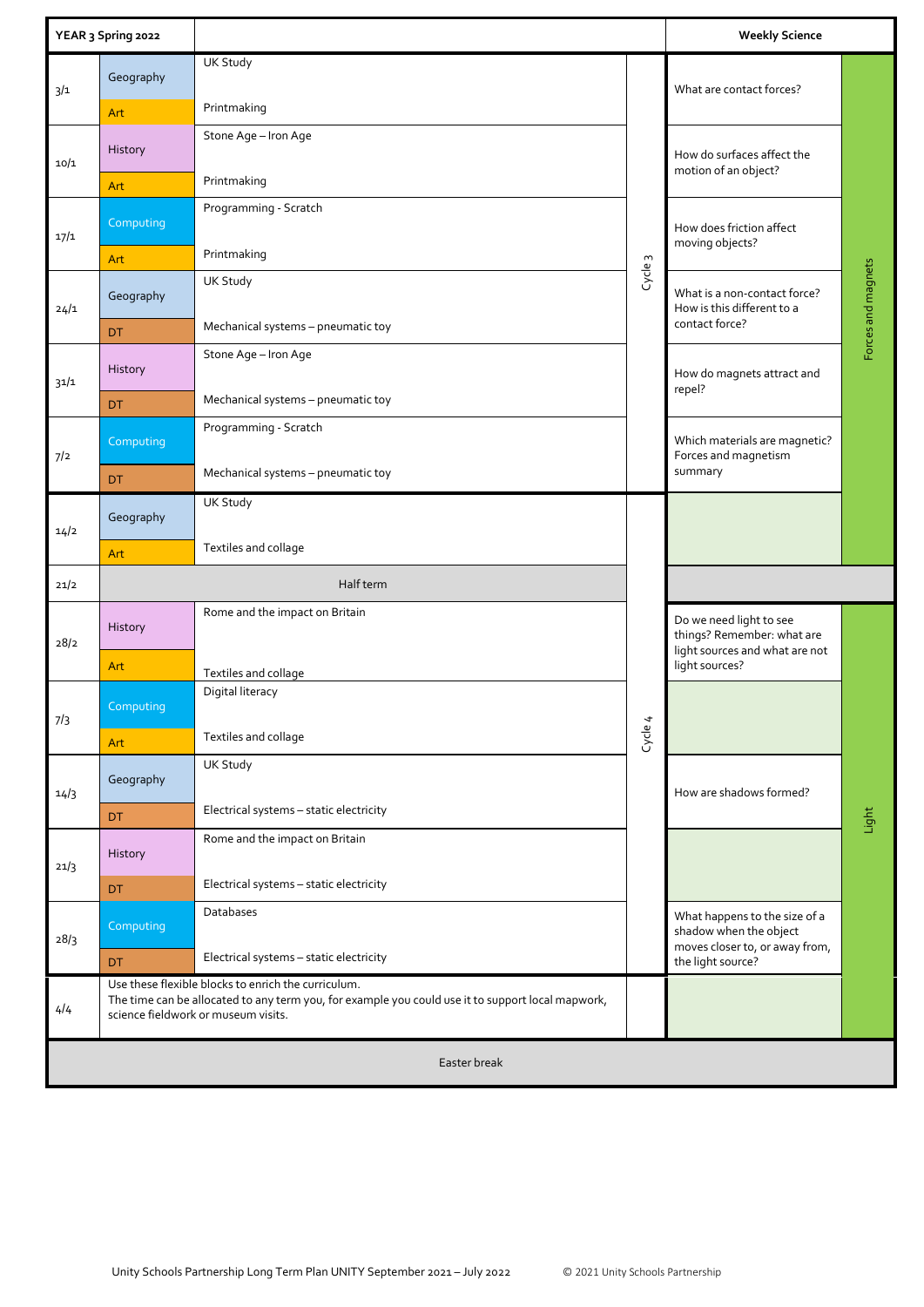| YEAR 3 Spring 2022 | | | | Weekly Science | |
|---|---|---|---|---|---|
| 3/1 | Geography | UK Study | Cycle 3 | What are contact forces? | Forces and magnets |
| | Art | Printmaking | | | |
| 10/1 | History | Stone Age – Iron Age | | How do surfaces affect the motion of an object? | |
| | Art | Printmaking | | | |
| 17/1 | Computing | Programming - Scratch | | How does friction affect moving objects? | |
| | Art | Printmaking | | | |
| 24/1 | Geography | UK Study | | What is a non-contact force? How is this different to a contact force? | |
| | DT | Mechanical systems – pneumatic toy | | | |
| 31/1 | History | Stone Age – Iron Age | | How do magnets attract and repel? | |
| | DT | Mechanical systems – pneumatic toy | | | |
| 7/2 | Computing | Programming - Scratch | | Which materials are magnetic? Forces and magnetism summary | |
| | DT | Mechanical systems – pneumatic toy | | | |
| 14/2 | Geography | UK Study | Cycle 4 | | |
| | Art | Textiles and collage | | | |
| 21/2 | Half term | | | | |
| 28/2 | History | Rome and the impact on Britain | | Do we need light to see things? Remember: what are light sources and what are not light sources? | Light |
| | Art | Textiles and collage | | | |
| 7/3 | Computing | Digital literacy | | | |
| | Art | Textiles and collage | | | |
| 14/3 | Geography | UK Study | | How are shadows formed? | |
| | DT | Electrical systems – static electricity | | | |
| 21/3 | History | Rome and the impact on Britain | | | |
| | DT | Electrical systems – static electricity | | | |
| 28/3 | Computing | Databases | | What happens to the size of a shadow when the object moves closer to, or away from, the light source? | |
| | DT | Electrical systems – static electricity | | | |
| 4/4 | Use these flexible blocks to enrich the curriculum. The time can be allocated to any term you, for example you could use it to support local mapwork, science fieldwork or museum visits. | | | | |
| Easter break | | | | | |

Unity Schools Partnership Long Term Plan UNITY September 2021 – July 2022 © 2021 Unity Schools Partnership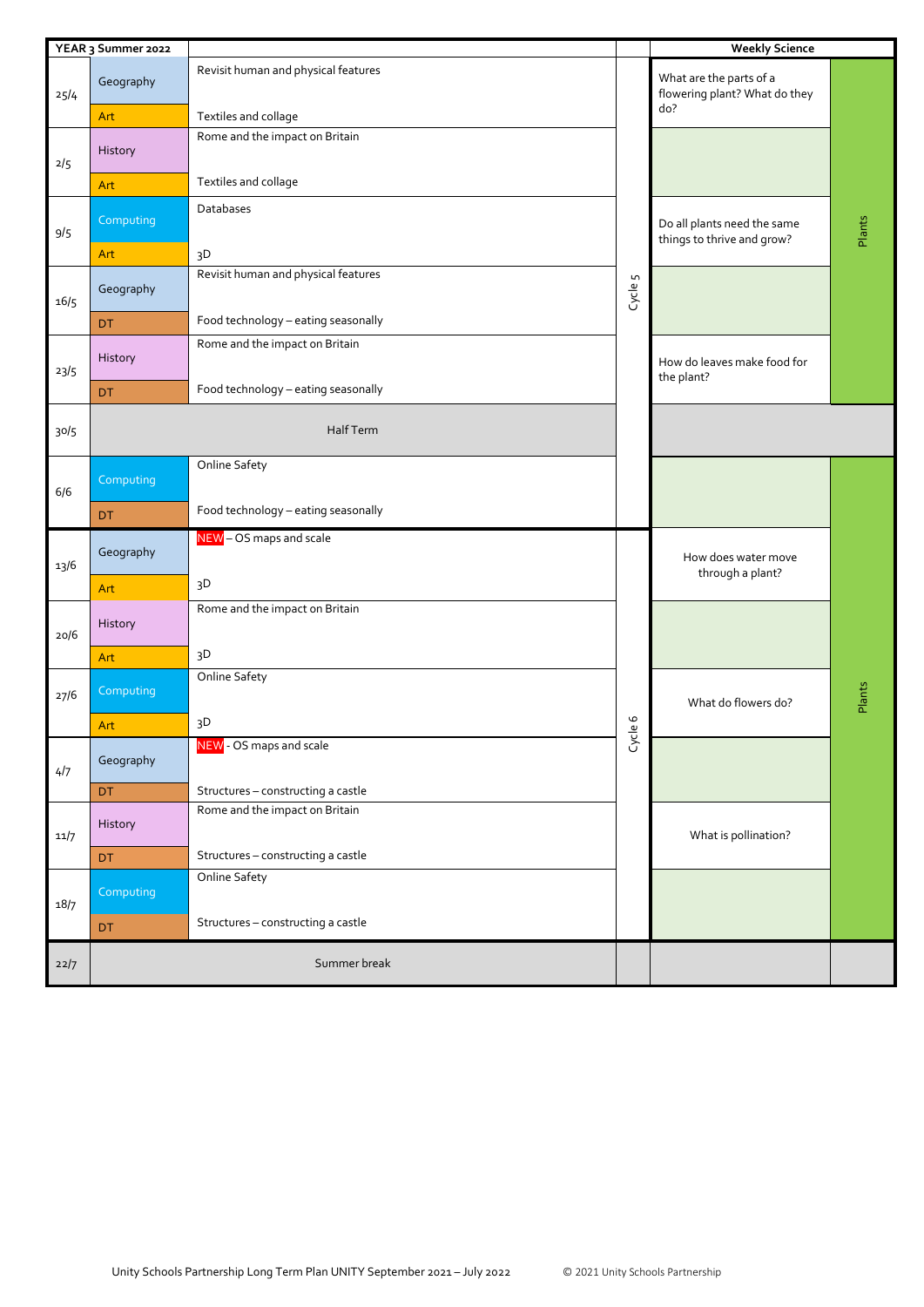| YEAR 3 Summer 2022 | | | | Weekly Science | |
|---|---|---|---|---|---|
| 25/4 | Geography | Revisit human and physical features | Cycle 5 | What are the parts of a flowering plant? What do they do? | Plants |
| | Art | Textiles and collage | | | |
| 2/5 | History | Rome and the impact on Britain | | | |
| | Art | Textiles and collage | | | |
| 9/5 | Computing | Databases | | Do all plants need the same things to thrive and grow? | |
| | Art | 3D | | | |
| 16/5 | Geography | Revisit human and physical features | | | |
| | DT | Food technology – eating seasonally | | | |
| 23/5 | History | Rome and the impact on Britain | | How do leaves make food for the plant? | |
| | DT | Food technology – eating seasonally | | | |
| 30/5 | Half Term | | | | |
| 6/6 | Computing | Online Safety | | | Plants |
| | DT | Food technology – eating seasonally | | | |
| 13/6 | Geography | NEW – OS maps and scale | Cycle 6 | How does water move through a plant? | |
| | Art | 3D | | | |
| 20/6 | History | Rome and the impact on Britain | | | |
| | Art | 3D | | | |
| 27/6 | Computing | Online Safety | | What do flowers do? | |
| | Art | 3D | | | |
| 4/7 | Geography | NEW - OS maps and scale | | | |
| | DT | Structures – constructing a castle | | | |
| 11/7 | History | Rome and the impact on Britain | | What is pollination? | |
| | DT | Structures – constructing a castle | | | |
| 18/7 | Computing | Online Safety | | | |
| | DT | Structures – constructing a castle | | | |
| 22/7 | Summer break | | | | |

Unity Schools Partnership Long Term Plan UNITY September 2021 – July 2022 © 2021 Unity Schools Partnership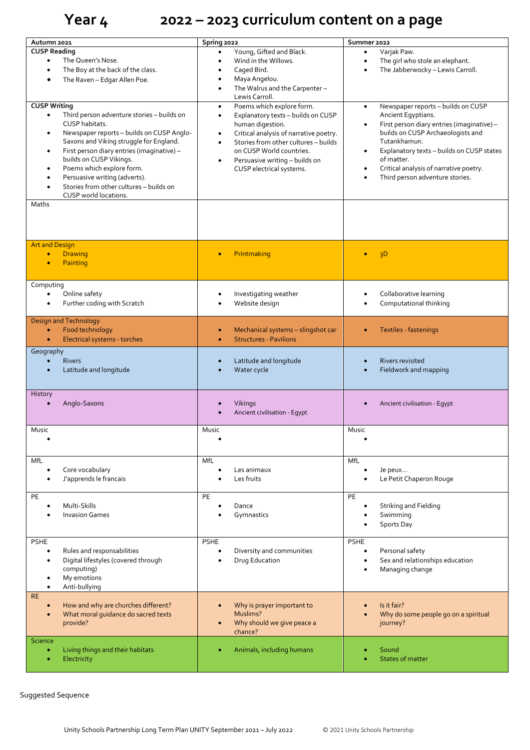# Year 4 2022 – 2023 curriculum content on a page

| Autumn 2021 | Spring 2022 | Summer 2022 |
|---|---|---|
| **CUSP Reading**<br>• The Queen's Nose.<br>• The Boy at the back of the class.<br>• The Raven – Edgar Allen Poe. | • Young, Gifted and Black.<br>• Wind in the Willows.<br>• Caged Bird.<br>• Maya Angelou.<br>• The Walrus and the Carpenter – Lewis Carroll. | • Varjak Paw.<br>• The girl who stole an elephant.<br>• The Jabberwocky – Lewis Carroll. |
| **CUSP Writing**<br>• Third person adventure stories – builds on CUSP habitats.<br>• Newspaper reports – builds on CUSP Anglo-Saxons and Viking struggle for England.<br>• First person diary entries (imaginative) – builds on CUSP Vikings.<br>• Poems which explore form.<br>• Persuasive writing (adverts).<br>• Stories from other cultures – builds on CUSP world locations. | • Poems which explore form.<br>• Explanatory texts – builds on CUSP human digestion.<br>• Critical analysis of narrative poetry.<br>• Stories from other cultures – builds on CUSP World countries.<br>• Persuasive writing – builds on CUSP electrical systems. | • Newspaper reports – builds on CUSP Ancient Egyptians.<br>• First person diary entries (imaginative) – builds on CUSP Archaeologists and Tutankhamun.<br>• Explanatory texts – builds on CUSP states of matter.<br>• Critical analysis of narrative poetry.<br>• Third person adventure stories. |
| Maths | | |
| Art and Design<br>• Drawing<br>• Painting | • Printmaking | • 3D |
| Computing<br>• Online safety<br>• Further coding with Scratch | • Investigating weather<br>• Website design | • Collaborative learning<br>• Computational thinking |
| Design and Technology<br>• Food technology<br>• Electrical systems - torches | • Mechanical systems – slingshot car<br>• Structures - Pavilions | • Textiles - fastenings |
| Geography<br>• Rivers<br>• Latitude and longitude | • Latitude and longitude<br>• Water cycle | • Rivers revisited<br>• Fieldwork and mapping |
| History<br>• Anglo-Saxons | • Vikings<br>• Ancient civilisation - Egypt | • Ancient civilisation - Egypt |
| Music<br>• | Music<br>• | Music<br>• |
| MfL<br>• Core vocabulary<br>• J'apprends le francais | MfL<br>• Les animaux<br>• Les fruits | MfL<br>• Je peux…<br>• Le Petit Chaperon Rouge |
| PE<br>• Multi-Skills<br>• Invasion Games | PE<br>• Dance<br>• Gymnastics | PE<br>• Striking and Fielding<br>• Swimming<br>• Sports Day |
| PSHE<br>• Rules and responsabilities<br>• Digital lifestyles (covered through computing)<br>• My emotions<br>• Anti-bullying | PSHE<br>• Diversity and communities<br>• Drug Education | PSHE<br>• Personal safety<br>• Sex and relationships education<br>• Managing change |
| RE<br>• How and why are churches different?<br>• What moral guidance do sacred texts provide? | • Why is prayer important to Muslims?<br>• Why should we give peace a chance? | • Is it fair?<br>• Why do some people go on a spiritual journey? |
| Science<br>• Living things and their habitats<br>• Electricity | • Animals, including humans | • Sound<br>• States of matter |

Suggested Sequence

Unity Schools Partnership Long Term Plan UNITY September 2021 – July 2022 © 2021 Unity Schools Partnership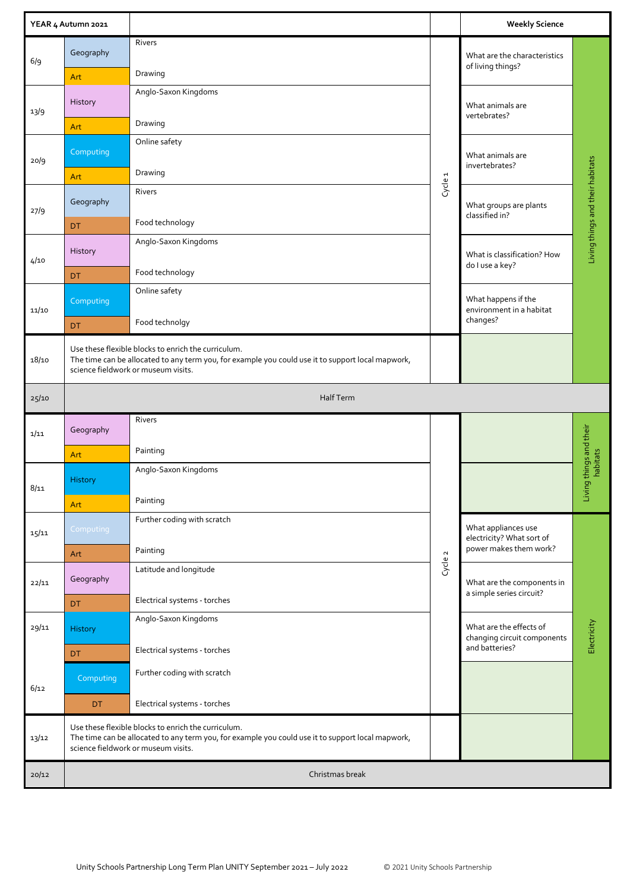| YEAR 4 Autumn 2021 | | | | Weekly Science | |
|---|---|---|---|---|---|
| 6/9 | Geography | Rivers | Cycle 1 | What are the characteristics of living things? | Living things and their habitats |
| | Art | Drawing | | | |
| 13/9 | History | Anglo-Saxon Kingdoms | | What animals are vertebrates? | |
| | Art | Drawing | | | |
| 20/9 | Computing | Online safety | | What animals are invertebrates? | |
| | Art | Drawing | | | |
| 27/9 | Geography | Rivers | | What groups are plants classified in? | |
| | DT | Food technology | | | |
| 4/10 | History | Anglo-Saxon Kingdoms | | What is classification? How do I use a key? | |
| | DT | Food technology | | | |
| 11/10 | Computing | Online safety | | What happens if the environment in a habitat changes? | |
| | DT | Food technolgy | | | |
| 18/10 | Use these flexible blocks to enrich the curriculum. The time can be allocated to any term you, for example you could use it to support local mapwork, science fieldwork or museum visits. | | | | |
| 25/10 | Half Term | | | | |
| 1/11 | Geography | Rivers | Cycle 2 | | Living things and their habitats |
| | Art | Painting | | | |
| 8/11 | History | Anglo-Saxon Kingdoms | | | |
| | Art | Painting | | | |
| 15/11 | Computing | Further coding with scratch | | What appliances use electricity? What sort of power makes them work? | Electricity |
| | Art | Painting | | | |
| 22/11 | Geography | Latitude and longitude | | What are the components in a simple series circuit? | |
| | DT | Electrical systems - torches | | | |
| 29/11 | History | Anglo-Saxon Kingdoms | | What are the effects of changing circuit components and batteries? | |
| | DT | Electrical systems - torches | | | |
| 6/12 | Computing | Further coding with scratch | | | |
| | DT | Electrical systems - torches | | | |
| 13/12 | Use these flexible blocks to enrich the curriculum. The time can be allocated to any term you, for example you could use it to support local mapwork, science fieldwork or museum visits. | | | | |
| 20/12 | Christmas break | | | | |

Unity Schools Partnership Long Term Plan UNITY September 2021 – July 2022 © 2021 Unity Schools Partnership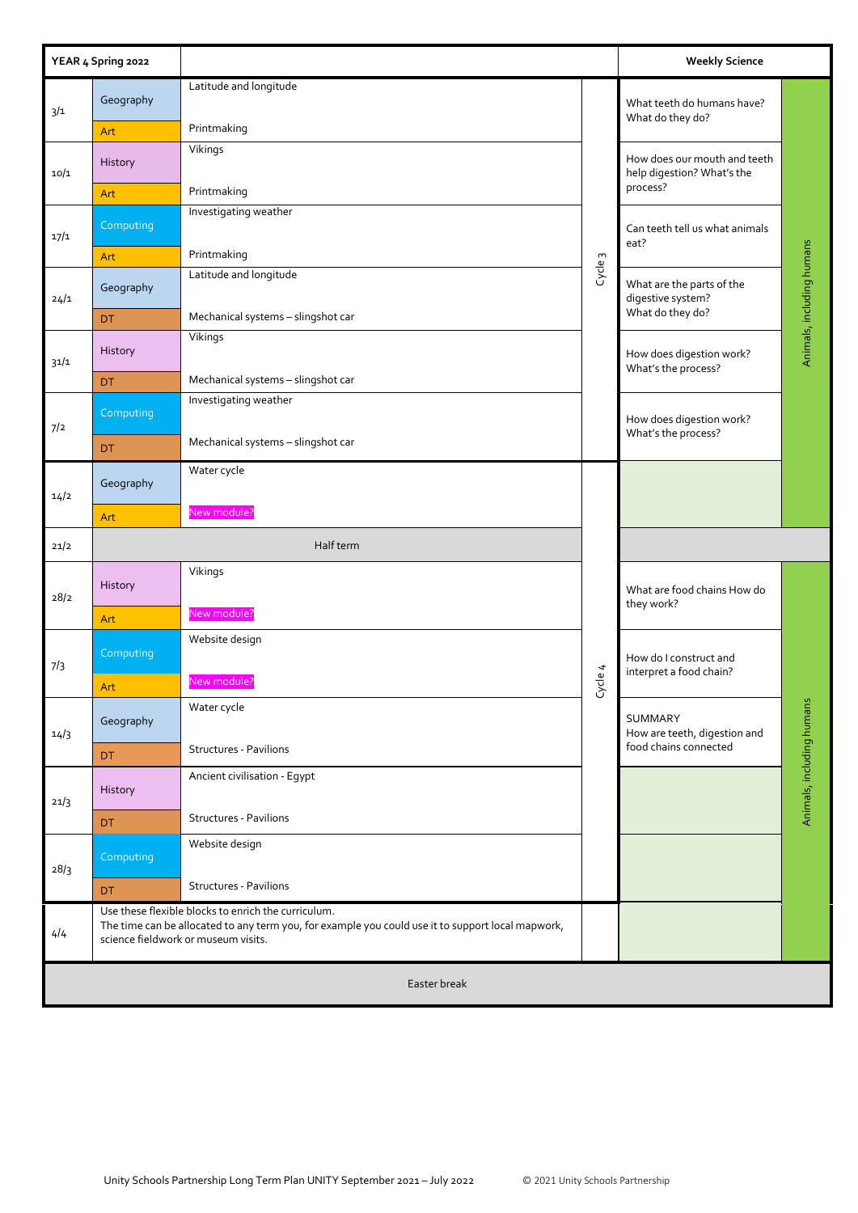| YEAR 4 Spring 2022 | | | | Weekly Science | |
|---|---|---|---|---|---|
| 3/1 | Geography | Latitude and longitude | Cycle 3 | What teeth do humans have? What do they do? | Animals, including humans |
| | Art | Printmaking | | | |
| 10/1 | History | Vikings | | How does our mouth and teeth help digestion? What's the process? | |
| | Art | Printmaking | | | |
| 17/1 | Computing | Investigating weather | | Can teeth tell us what animals eat? | |
| | Art | Printmaking | | | |
| 24/1 | Geography | Latitude and longitude | | What are the parts of the digestive system? What do they do? | |
| | DT | Mechanical systems – slingshot car | | | |
| 31/1 | History | Vikings | | How does digestion work? What's the process? | |
| | DT | Mechanical systems – slingshot car | | | |
| 7/2 | Computing | Investigating weather | | How does digestion work? What's the process? | |
| | DT | Mechanical systems – slingshot car | | | |
| 14/2 | Geography | Water cycle | Cycle 4 | | |
| | Art | New module? | | | |
| 21/2 | Half term | | | | |
| 28/2 | History | Vikings | | What are food chains How do they work? | Animals, including humans |
| | Art | New module? | | | |
| 7/3 | Computing | Website design | | How do I construct and interpret a food chain? | |
| | Art | New module? | | | |
| 14/3 | Geography | Water cycle | | SUMMARY How are teeth, digestion and food chains connected | |
| | DT | Structures - Pavilions | | | |
| 21/3 | History | Ancient civilisation - Egypt | | | |
| | DT | Structures - Pavilions | | | |
| 28/3 | Computing | Website design | | | |
| | DT | Structures - Pavilions | | | |
| 4/4 | Use these flexible blocks to enrich the curriculum. The time can be allocated to any term you, for example you could use it to support local mapwork, science fieldwork or museum visits. | | | | |
| Easter break | | | | | |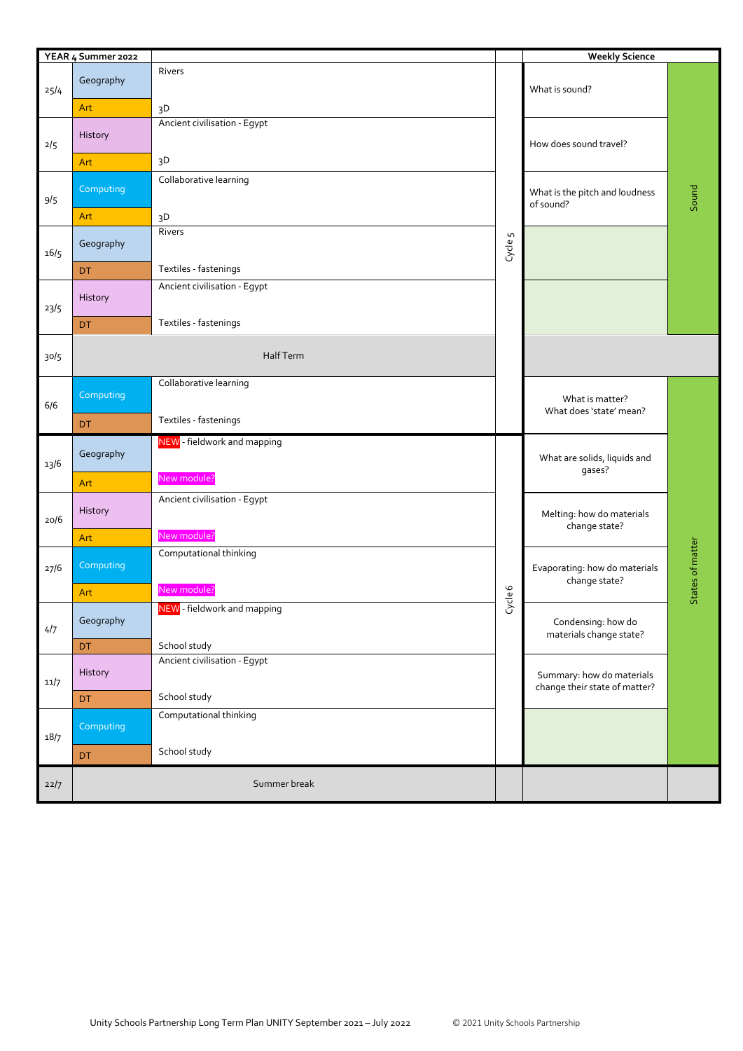| YEAR 4 Summer 2022 | | | | Weekly Science | |
|---|---|---|---|---|---|
| 25/4 | Geography | Rivers | Cycle 5 | What is sound? | Sound |
| | Art | 3D | | | |
| 2/5 | History | Ancient civilisation - Egypt | | How does sound travel? | |
| | Art | 3D | | | |
| 9/5 | Computing | Collaborative learning | | What is the pitch and loudness of sound? | |
| | Art | 3D | | | |
| 16/5 | Geography | Rivers | | | |
| | DT | Textiles - fastenings | | | |
| 23/5 | History | Ancient civilisation - Egypt | | | |
| | DT | Textiles - fastenings | | | |
| 30/5 | Half Term | | | | |
| 6/6 | Computing | Collaborative learning | | What is matter? What does 'state' mean? | States of matter |
| | DT | Textiles - fastenings | | | |
| 13/6 | Geography | NEW - fieldwork and mapping | Cycle 6 | What are solids, liquids and gases? | |
| | Art | New module? | | | |
| 20/6 | History | Ancient civilisation - Egypt | | Melting: how do materials change state? | |
| | Art | New module? | | | |
| 27/6 | Computing | Computational thinking | | Evaporating: how do materials change state? | |
| | Art | New module? | | | |
| 4/7 | Geography | NEW - fieldwork and mapping | | Condensing: how do materials change state? | |
| | DT | School study | | | |
| 11/7 | History | Ancient civilisation - Egypt | | Summary: how do materials change their state of matter? | |
| | DT | School study | | | |
| 18/7 | Computing | Computational thinking | | | |
| | DT | School study | | | |
| 22/7 | Summer break | | | | |

Unity Schools Partnership Long Term Plan UNITY September 2021 – July 2022 © 2021 Unity Schools Partnership